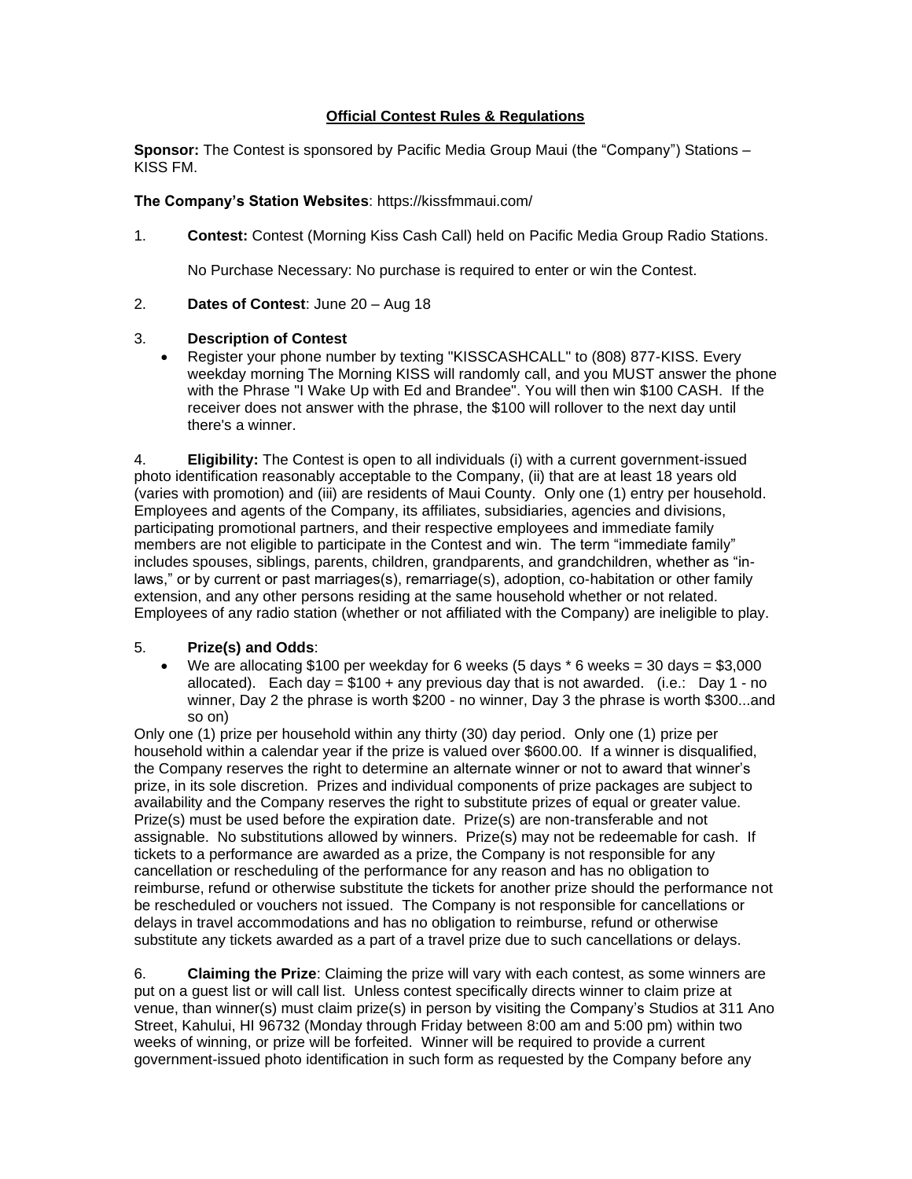# Official Contest Rules & Regulations

**Sponsor:** The Contest is sponsored by Pacific Media Group Maui (the "Company") Stations – KISS FM.

**The Company's Station Websites**: https://kissfmmaui.com/

1. **Contest:** Contest (Morning Kiss Cash Call) held on Pacific Media Group Radio Stations.

   No Purchase Necessary: No purchase is required to enter or win the Contest.

2. **Dates of Contest**: June 20 – Aug 18

3. **Description of Contest**
   - Register your phone number by texting "KISSCASHCALL" to (808) 877-KISS. Every weekday morning The Morning KISS will randomly call, and you MUST answer the phone with the Phrase "I Wake Up with Ed and Brandee". You will then win $100 CASH. If the receiver does not answer with the phrase, the $100 will rollover to the next day until there's a winner.

4. **Eligibility:** The Contest is open to all individuals (i) with a current government-issued photo identification reasonably acceptable to the Company, (ii) that are at least 18 years old (varies with promotion) and (iii) are residents of Maui County. Only one (1) entry per household. Employees and agents of the Company, its affiliates, subsidiaries, agencies and divisions, participating promotional partners, and their respective employees and immediate family members are not eligible to participate in the Contest and win. The term "immediate family" includes spouses, siblings, parents, children, grandparents, and grandchildren, whether as "in-laws," or by current or past marriages(s), remarriage(s), adoption, co-habitation or other family extension, and any other persons residing at the same household whether or not related. Employees of any radio station (whether or not affiliated with the Company) are ineligible to play.

5. **Prize(s) and Odds**:
   - We are allocating $100 per weekday for 6 weeks (5 days * 6 weeks = 30 days = $3,000 allocated). Each day = $100 + any previous day that is not awarded. (i.e.: Day 1 - no winner, Day 2 the phrase is worth $200 - no winner, Day 3 the phrase is worth $300...and so on)

Only one (1) prize per household within any thirty (30) day period. Only one (1) prize per household within a calendar year if the prize is valued over $600.00. If a winner is disqualified, the Company reserves the right to determine an alternate winner or not to award that winner's prize, in its sole discretion. Prizes and individual components of prize packages are subject to availability and the Company reserves the right to substitute prizes of equal or greater value. Prize(s) must be used before the expiration date. Prize(s) are non-transferable and not assignable. No substitutions allowed by winners. Prize(s) may not be redeemable for cash. If tickets to a performance are awarded as a prize, the Company is not responsible for any cancellation or rescheduling of the performance for any reason and has no obligation to reimburse, refund or otherwise substitute the tickets for another prize should the performance not be rescheduled or vouchers not issued. The Company is not responsible for cancellations or delays in travel accommodations and has no obligation to reimburse, refund or otherwise substitute any tickets awarded as a part of a travel prize due to such cancellations or delays.

6. **Claiming the Prize**: Claiming the prize will vary with each contest, as some winners are put on a guest list or will call list. Unless contest specifically directs winner to claim prize at venue, than winner(s) must claim prize(s) in person by visiting the Company's Studios at 311 Ano Street, Kahului, HI 96732 (Monday through Friday between 8:00 am and 5:00 pm) within two weeks of winning, or prize will be forfeited. Winner will be required to provide a current government-issued photo identification in such form as requested by the Company before any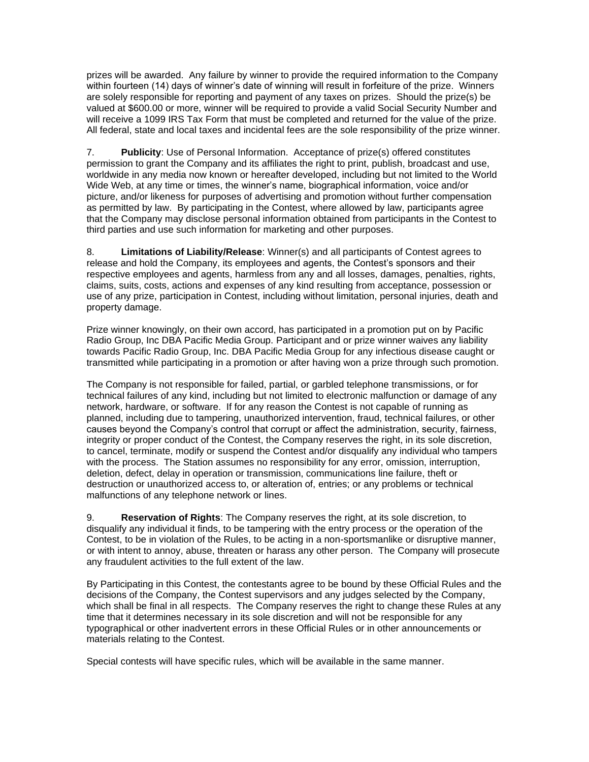prizes will be awarded. Any failure by winner to provide the required information to the Company within fourteen (14) days of winner's date of winning will result in forfeiture of the prize. Winners are solely responsible for reporting and payment of any taxes on prizes. Should the prize(s) be valued at $600.00 or more, winner will be required to provide a valid Social Security Number and will receive a 1099 IRS Tax Form that must be completed and returned for the value of the prize. All federal, state and local taxes and incidental fees are the sole responsibility of the prize winner.

7. **Publicity**: Use of Personal Information. Acceptance of prize(s) offered constitutes permission to grant the Company and its affiliates the right to print, publish, broadcast and use, worldwide in any media now known or hereafter developed, including but not limited to the World Wide Web, at any time or times, the winner's name, biographical information, voice and/or picture, and/or likeness for purposes of advertising and promotion without further compensation as permitted by law. By participating in the Contest, where allowed by law, participants agree that the Company may disclose personal information obtained from participants in the Contest to third parties and use such information for marketing and other purposes.

8. **Limitations of Liability/Release**: Winner(s) and all participants of Contest agrees to release and hold the Company, its employees and agents, the Contest's sponsors and their respective employees and agents, harmless from any and all losses, damages, penalties, rights, claims, suits, costs, actions and expenses of any kind resulting from acceptance, possession or use of any prize, participation in Contest, including without limitation, personal injuries, death and property damage.

Prize winner knowingly, on their own accord, has participated in a promotion put on by Pacific Radio Group, Inc DBA Pacific Media Group. Participant and or prize winner waives any liability towards Pacific Radio Group, Inc. DBA Pacific Media Group for any infectious disease caught or transmitted while participating in a promotion or after having won a prize through such promotion.

The Company is not responsible for failed, partial, or garbled telephone transmissions, or for technical failures of any kind, including but not limited to electronic malfunction or damage of any network, hardware, or software. If for any reason the Contest is not capable of running as planned, including due to tampering, unauthorized intervention, fraud, technical failures, or other causes beyond the Company's control that corrupt or affect the administration, security, fairness, integrity or proper conduct of the Contest, the Company reserves the right, in its sole discretion, to cancel, terminate, modify or suspend the Contest and/or disqualify any individual who tampers with the process. The Station assumes no responsibility for any error, omission, interruption, deletion, defect, delay in operation or transmission, communications line failure, theft or destruction or unauthorized access to, or alteration of, entries; or any problems or technical malfunctions of any telephone network or lines.

9. **Reservation of Rights**: The Company reserves the right, at its sole discretion, to disqualify any individual it finds, to be tampering with the entry process or the operation of the Contest, to be in violation of the Rules, to be acting in a non-sportsmanlike or disruptive manner, or with intent to annoy, abuse, threaten or harass any other person. The Company will prosecute any fraudulent activities to the full extent of the law.

By Participating in this Contest, the contestants agree to be bound by these Official Rules and the decisions of the Company, the Contest supervisors and any judges selected by the Company, which shall be final in all respects. The Company reserves the right to change these Rules at any time that it determines necessary in its sole discretion and will not be responsible for any typographical or other inadvertent errors in these Official Rules or in other announcements or materials relating to the Contest.

Special contests will have specific rules, which will be available in the same manner.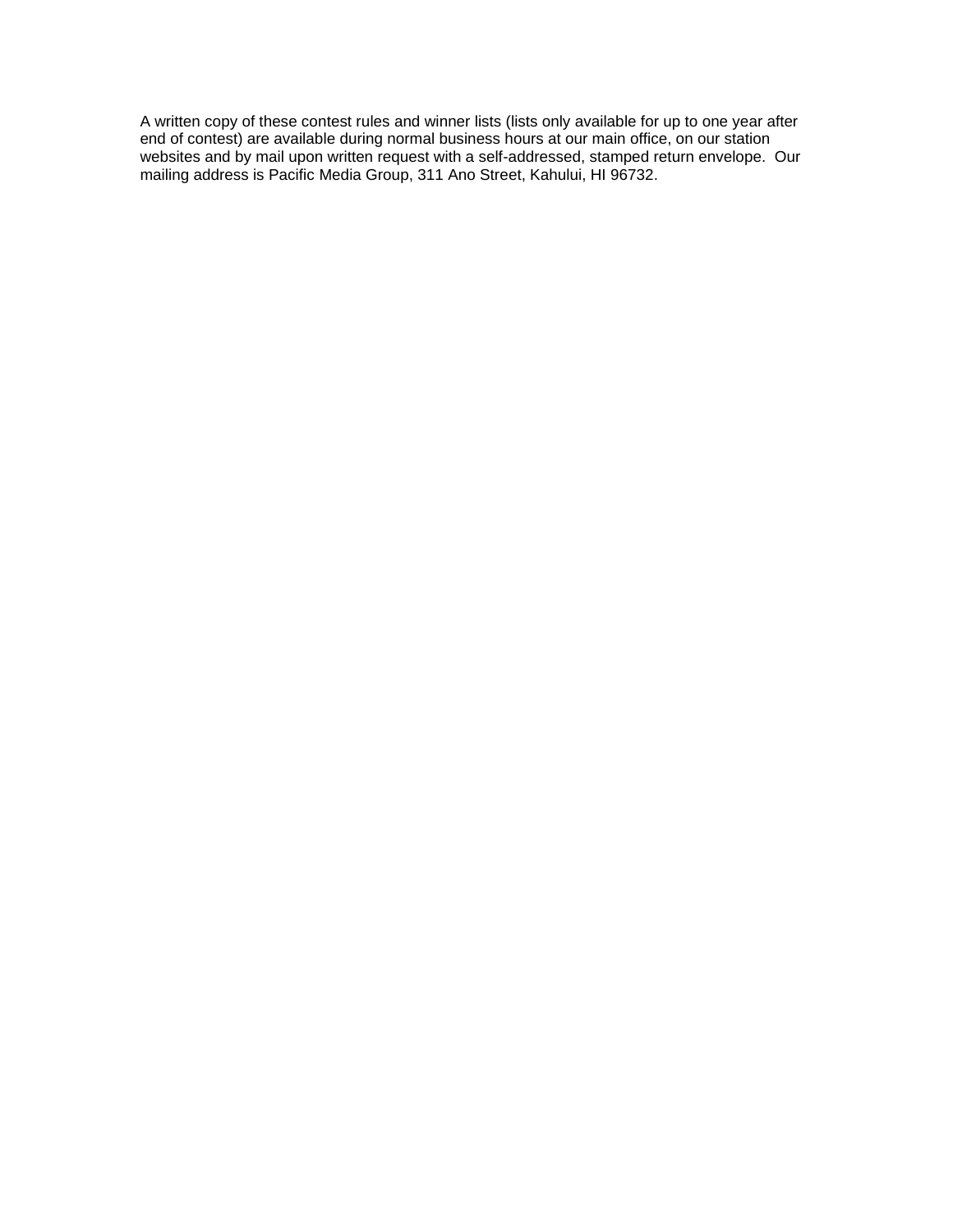A written copy of these contest rules and winner lists (lists only available for up to one year after end of contest) are available during normal business hours at our main office, on our station websites and by mail upon written request with a self-addressed, stamped return envelope. Our mailing address is Pacific Media Group, 311 Ano Street, Kahului, HI 96732.